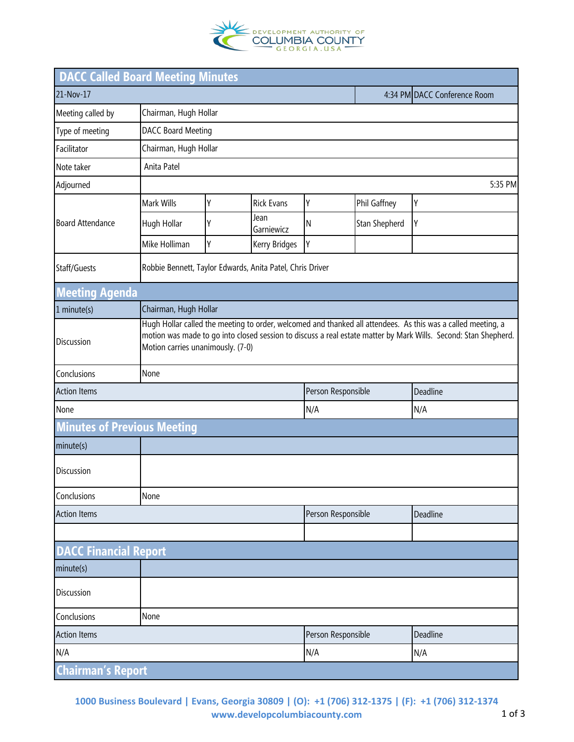DEVELOPMENT AUTHORITY OF COLUMBIA COUNTY GEORGIA.USA

# DACC Called Board Meeting Minutes

| 21-Nov-17 | | | | | 4:34 PM | DACC Conference Room |
|---|---|---|---|---|---|---|
| Meeting called by | Chairman, Hugh Hollar | | | | | |
| Type of meeting | DACC Board Meeting | | | | | |
| Facilitator | Chairman, Hugh Hollar | | | | | |
| Note taker | Anita Patel | | | | | |
| Adjourned | | | | | | 5:35 PM |
| Board Attendance | Mark Wills | Y | Rick Evans | Y | Phil Gaffney | Y |
| | Hugh Hollar | Y | Jean Garniewicz | N | Stan Shepherd | Y |
| | Mike Holliman | Y | Kerry Bridges | Y | | |
| Staff/Guests | Robbie Bennett, Taylor Edwards, Anita Patel, Chris Driver | | | | | |

## Meeting Agenda

| 1 minute(s) | Chairman, Hugh Hollar | | |
|---|---|---|---|
| Discussion | Hugh Hollar called the meeting to order, welcomed and thanked all attendees. As this was a called meeting, a motion was made to go into closed session to discuss a real estate matter by Mark Wills. Second: Stan Shepherd. Motion carries unanimously. (7-0) | | |
| Conclusions | None | | |
| Action Items | | Person Responsible | Deadline |
| None | | N/A | N/A |

## Minutes of Previous Meeting

| minute(s) | | | |
|---|---|---|---|
| Discussion | | | |
| Conclusions | None | | |
| Action Items | | Person Responsible | Deadline |
| | | | |

## DACC Financial Report

| minute(s) | | | |
|---|---|---|---|
| Discussion | | | |
| Conclusions | None | | |
| Action Items | | Person Responsible | Deadline |
| N/A | | N/A | N/A |

## Chairman's Report

1000 Business Boulevard | Evans, Georgia 30809 | (O): +1 (706) 312-1375 | (F): +1 (706) 312-1374
www.developcolumbiacounty.com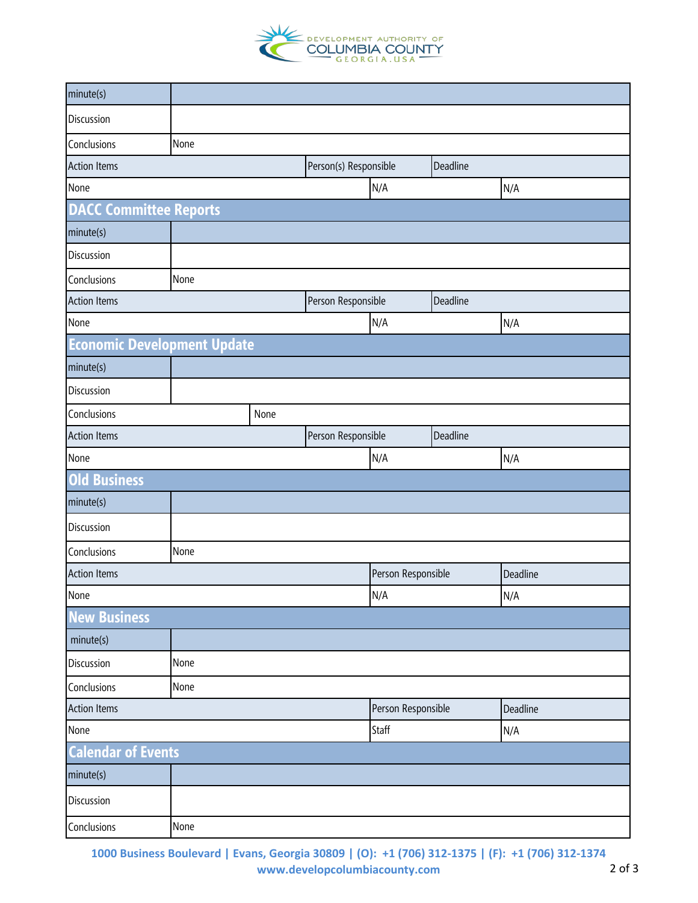| minute(s) | | | |
|---|---|---|---|
| Discussion | | | |
| Conclusions | None | | |
| Action Items | | Person(s) Responsible | Deadline |
| None | | N/A | N/A |

## DACC Committee Reports

| minute(s) | | | |
|---|---|---|---|
| Discussion | | | |
| Conclusions | None | | |
| Action Items | | Person Responsible | Deadline |
| None | | N/A | N/A |

## Economic Development Update

| minute(s) | | | |
|---|---|---|---|
| Discussion | | | |
| Conclusions | None | | |
| Action Items | | Person Responsible | Deadline |
| None | | N/A | N/A |

## Old Business

| minute(s) | | | |
|---|---|---|---|
| Discussion | | | |
| Conclusions | None | | |
| Action Items | | Person Responsible | Deadline |
| None | | N/A | N/A |

## New Business

| minute(s) | | | |
|---|---|---|---|
| Discussion | None | | |
| Conclusions | None | | |
| Action Items | | Person Responsible | Deadline |
| None | | Staff | N/A |

## Calendar of Events

| minute(s) | |
|---|---|
| Discussion | |
| Conclusions | None |

1000 Business Boulevard | Evans, Georgia 30809 | (O): +1 (706) 312-1375 | (F): +1 (706) 312-1374
www.developcolumbiacounty.com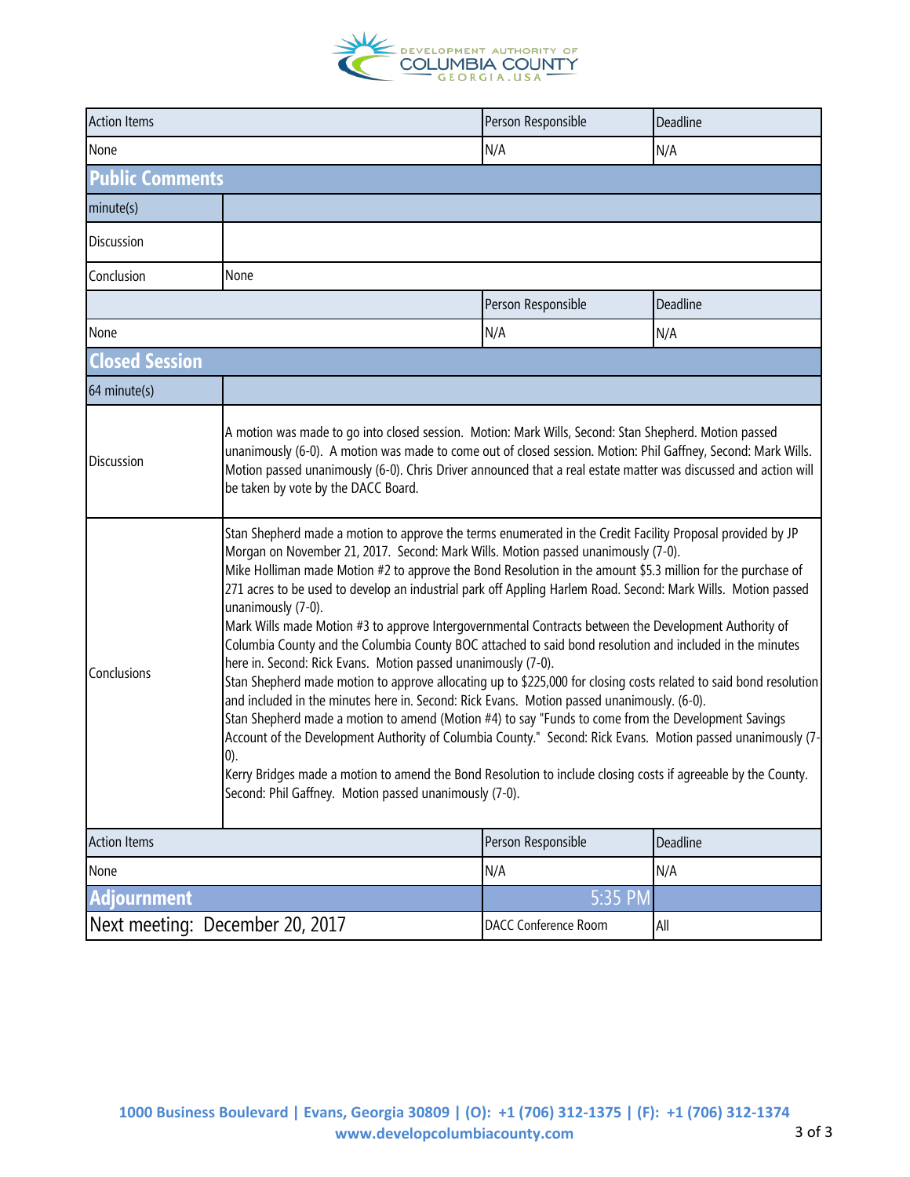DEVELOPMENT AUTHORITY OF COLUMBIA COUNTY GEORGIA.USA

| Action Items | Person Responsible | Deadline |
|---|---|---|
| None | N/A | N/A |

## Public Comments

| minute(s) | |
|---|---|
| Discussion | |
| Conclusion | None |

| | Person Responsible | Deadline |
|---|---|---|
| None | N/A | N/A |

## Closed Session

| 64 minute(s) | |
|---|---|
| Discussion | A motion was made to go into closed session. Motion: Mark Wills, Second: Stan Shepherd. Motion passed unanimously (6-0). A motion was made to come out of closed session. Motion: Phil Gaffney, Second: Mark Wills. Motion passed unanimously (6-0). Chris Driver announced that a real estate matter was discussed and action will be taken by vote by the DACC Board. |
| Conclusions | Stan Shepherd made a motion to approve the terms enumerated in the Credit Facility Proposal provided by JP Morgan on November 21, 2017. Second: Mark Wills. Motion passed unanimously (7-0).<br>Mike Holliman made Motion #2 to approve the Bond Resolution in the amount $5.3 million for the purchase of 271 acres to be used to develop an industrial park off Appling Harlem Road. Second: Mark Wills. Motion passed unanimously (7-0).<br>Mark Wills made Motion #3 to approve Intergovernmental Contracts between the Development Authority of Columbia County and the Columbia County BOC attached to said bond resolution and included in the minutes here in. Second: Rick Evans. Motion passed unanimously (7-0).<br>Stan Shepherd made motion to approve allocating up to $225,000 for closing costs related to said bond resolution and included in the minutes here in. Second: Rick Evans. Motion passed unanimously. (6-0).<br>Stan Shepherd made a motion to amend (Motion #4) to say "Funds to come from the Development Savings Account of the Development Authority of Columbia County." Second: Rick Evans. Motion passed unanimously (7-0).<br>Kerry Bridges made a motion to amend the Bond Resolution to include closing costs if agreeable by the County. Second: Phil Gaffney. Motion passed unanimously (7-0). |

| Action Items | Person Responsible | Deadline |
|---|---|---|
| None | N/A | N/A |

## Adjournment

| Adjournment | 5:35 PM | |
|---|---|---|
| Next meeting: December 20, 2017 | DACC Conference Room | All |

1000 Business Boulevard | Evans, Georgia 30809 | (O): +1 (706) 312-1375 | (F): +1 (706) 312-1374
www.developcolumbiacounty.com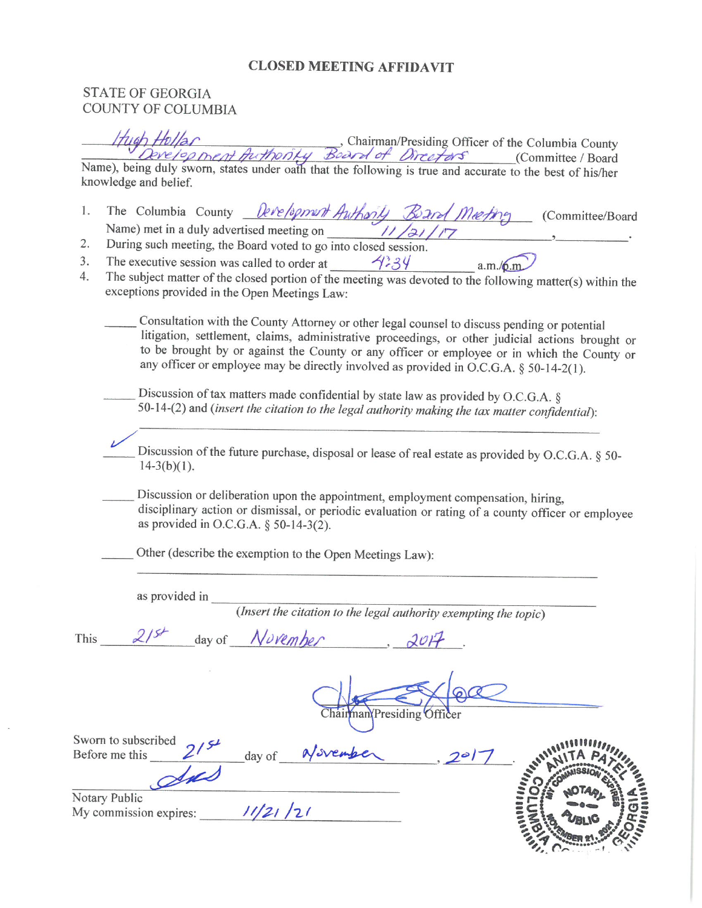# CLOSED MEETING AFFIDAVIT

STATE OF GEORGIA
COUNTY OF COLUMBIA

Hugh Hollar, Chairman/Presiding Officer of the Columbia County Development Authority Board of Directors (Committee / Board Name), being duly sworn, states under oath that the following is true and accurate to the best of his/her knowledge and belief.

1. The Columbia County Development Authority Board Meeting (Committee/Board Name) met in a duly advertised meeting on 11/21/17, ________.
2. During such meeting, the Board voted to go into closed session.
3. The executive session was called to order at 4:34 a.m./p.m. (p.m. circled)
4. The subject matter of the closed portion of the meeting was devoted to the following matter(s) within the exceptions provided in the Open Meetings Law:

_____ Consultation with the County Attorney or other legal counsel to discuss pending or potential litigation, settlement, claims, administrative proceedings, or other judicial actions brought or to be brought by or against the County or any officer or employee or in which the County or any officer or employee may be directly involved as provided in O.C.G.A. § 50-14-2(1).

_____ Discussion of tax matters made confidential by state law as provided by O.C.G.A. § 50-14-(2) and (*insert the citation to the legal authority making the tax matter confidential*): ________________

✓ Discussion of the future purchase, disposal or lease of real estate as provided by O.C.G.A. § 50-14-3(b)(1).

_____ Discussion or deliberation upon the appointment, employment compensation, hiring, disciplinary action or dismissal, or periodic evaluation or rating of a county officer or employee as provided in O.C.G.A. § 50-14-3(2).

_____ Other (describe the exemption to the Open Meetings Law): ________________

as provided in ________________
(*Insert the citation to the legal authority exempting the topic*)

This 21st day of November, 2017.

[Signature]
Chairman/Presiding Officer

Sworn to subscribed Before me this 21st day of November, 2017.

[Signature]
Notary Public
My commission expires: 11/21/21

[Seal: ANITA PATEL, NOTARY PUBLIC, COLUMBIA COUNTY, GEORGIA, MY COMMISSION EXPIRES NOVEMBER 21, 2021]